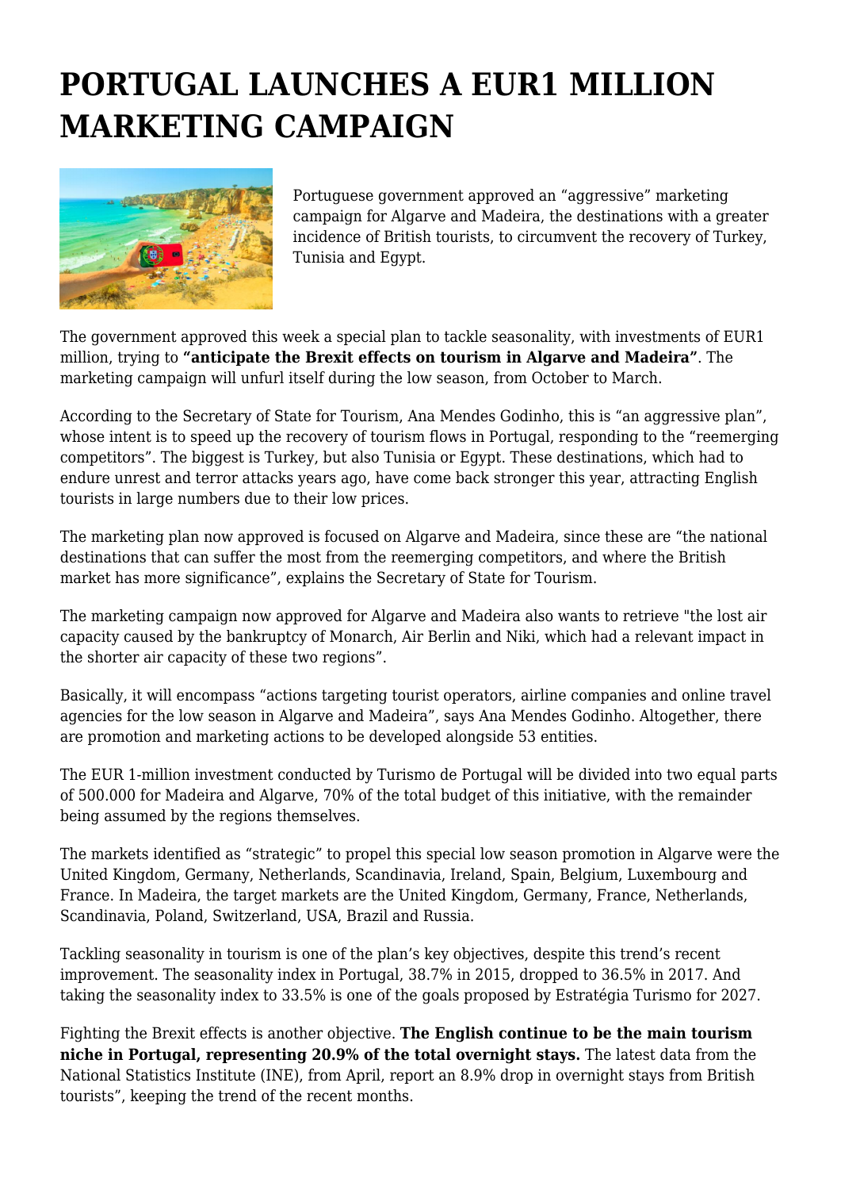# PORTUGAL LAUNCHES A EUR1 MILLION MARKETING CAMPAIGN

Portuguese government approved an "aggressive" marketing campaign for Algarve and Madeira, the destinations with a greater incidence of British tourists, to circumvent the recovery of Turkey, Tunisia and Egypt.

The government approved this week a special plan to tackle seasonality, with investments of EUR1 million, trying to **"anticipate the Brexit effects on tourism in Algarve and Madeira"**. The marketing campaign will unfurl itself during the low season, from October to March.

According to the Secretary of State for Tourism, Ana Mendes Godinho, this is "an aggressive plan", whose intent is to speed up the recovery of tourism flows in Portugal, responding to the "reemerging competitors". The biggest is Turkey, but also Tunisia or Egypt. These destinations, which had to endure unrest and terror attacks years ago, have come back stronger this year, attracting English tourists in large numbers due to their low prices.

The marketing plan now approved is focused on Algarve and Madeira, since these are "the national destinations that can suffer the most from the reemerging competitors, and where the British market has more significance", explains the Secretary of State for Tourism.

The marketing campaign now approved for Algarve and Madeira also wants to retrieve "the lost air capacity caused by the bankruptcy of Monarch, Air Berlin and Niki, which had a relevant impact in the shorter air capacity of these two regions".

Basically, it will encompass "actions targeting tourist operators, airline companies and online travel agencies for the low season in Algarve and Madeira", says Ana Mendes Godinho. Altogether, there are promotion and marketing actions to be developed alongside 53 entities.

The EUR 1-million investment conducted by Turismo de Portugal will be divided into two equal parts of 500.000 for Madeira and Algarve, 70% of the total budget of this initiative, with the remainder being assumed by the regions themselves.

The markets identified as "strategic" to propel this special low season promotion in Algarve were the United Kingdom, Germany, Netherlands, Scandinavia, Ireland, Spain, Belgium, Luxembourg and France. In Madeira, the target markets are the United Kingdom, Germany, France, Netherlands, Scandinavia, Poland, Switzerland, USA, Brazil and Russia.

Tackling seasonality in tourism is one of the plan's key objectives, despite this trend's recent improvement. The seasonality index in Portugal, 38.7% in 2015, dropped to 36.5% in 2017. And taking the seasonality index to 33.5% is one of the goals proposed by Estratégia Turismo for 2027.

Fighting the Brexit effects is another objective. **The English continue to be the main tourism niche in Portugal, representing 20.9% of the total overnight stays.** The latest data from the National Statistics Institute (INE), from April, report an 8.9% drop in overnight stays from British tourists", keeping the trend of the recent months.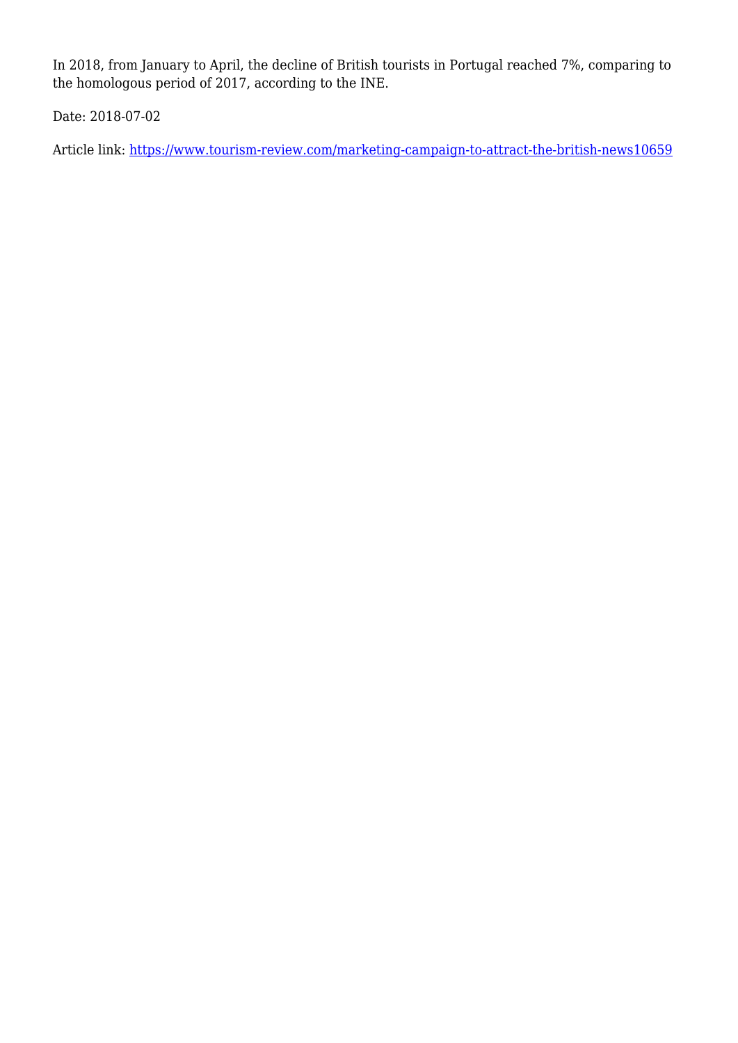In 2018, from January to April, the decline of British tourists in Portugal reached 7%, comparing to the homologous period of 2017, according to the INE.

Date: 2018-07-02

Article link: [https://www.tourism-review.com/marketing-campaign-to-attract-the-british-news10659](https://www.tourism-review.com/marketing-campaign-to-attract-the-british-news10659)